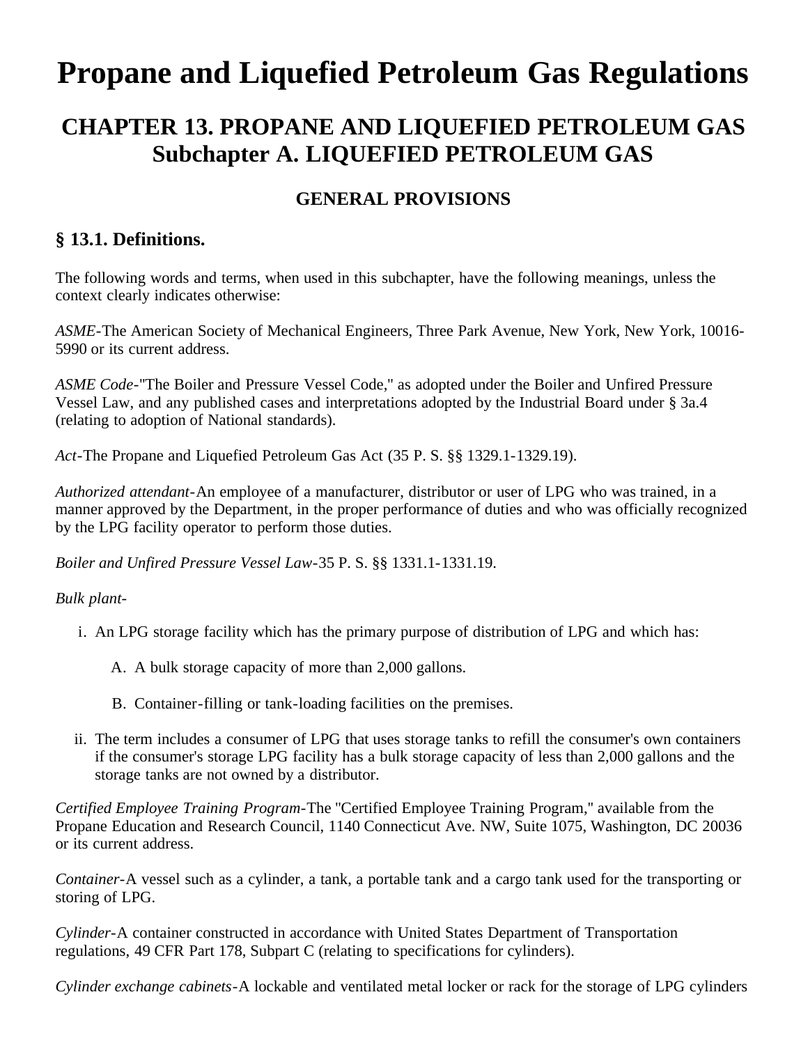# Propane and Liquefied Petroleum Gas Regulations

## CHAPTER 13. PROPANE AND LIQUEFIED PETROLEUM GAS Subchapter A. LIQUEFIED PETROLEUM GAS

### GENERAL PROVISIONS

### § 13.1. Definitions.

The following words and terms, when used in this subchapter, have the following meanings, unless the context clearly indicates otherwise:

*ASME*-The American Society of Mechanical Engineers, Three Park Avenue, New York, New York, 10016-5990 or its current address.

*ASME Code*-"The Boiler and Pressure Vessel Code," as adopted under the Boiler and Unfired Pressure Vessel Law, and any published cases and interpretations adopted by the Industrial Board under § 3a.4 (relating to adoption of National standards).

*Act*-The Propane and Liquefied Petroleum Gas Act (35 P. S. §§ 1329.1-1329.19).

*Authorized attendant*-An employee of a manufacturer, distributor or user of LPG who was trained, in a manner approved by the Department, in the proper performance of duties and who was officially recognized by the LPG facility operator to perform those duties.

*Boiler and Unfired Pressure Vessel Law*-35 P. S. §§ 1331.1-1331.19.

*Bulk plant*-

i. An LPG storage facility which has the primary purpose of distribution of LPG and which has:

   A. A bulk storage capacity of more than 2,000 gallons.

   B. Container-filling or tank-loading facilities on the premises.

ii. The term includes a consumer of LPG that uses storage tanks to refill the consumer's own containers if the consumer's storage LPG facility has a bulk storage capacity of less than 2,000 gallons and the storage tanks are not owned by a distributor.

*Certified Employee Training Program*-The "Certified Employee Training Program," available from the Propane Education and Research Council, 1140 Connecticut Ave. NW, Suite 1075, Washington, DC 20036 or its current address.

*Container*-A vessel such as a cylinder, a tank, a portable tank and a cargo tank used for the transporting or storing of LPG.

*Cylinder*-A container constructed in accordance with United States Department of Transportation regulations, 49 CFR Part 178, Subpart C (relating to specifications for cylinders).

*Cylinder exchange cabinets*-A lockable and ventilated metal locker or rack for the storage of LPG cylinders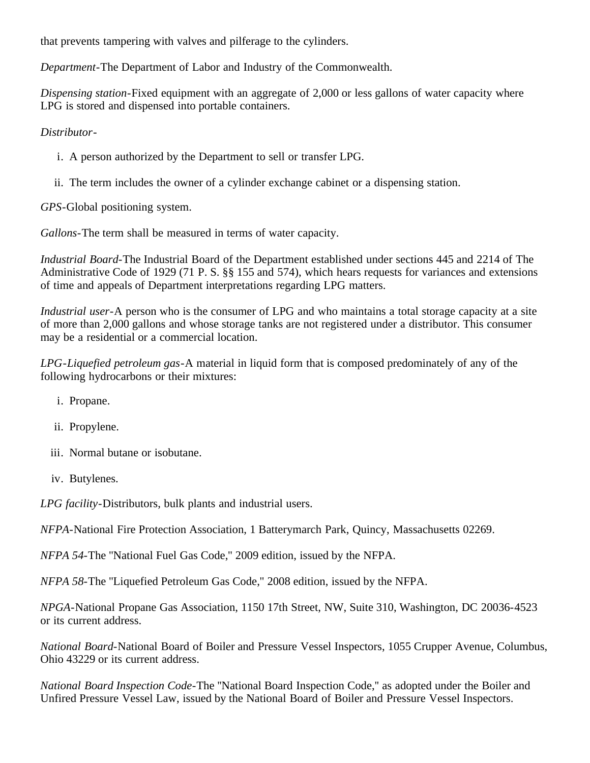that prevents tampering with valves and pilferage to the cylinders.

*Department*-The Department of Labor and Industry of the Commonwealth.

*Dispensing station*-Fixed equipment with an aggregate of 2,000 or less gallons of water capacity where LPG is stored and dispensed into portable containers.

*Distributor*-

i. A person authorized by the Department to sell or transfer LPG.

ii. The term includes the owner of a cylinder exchange cabinet or a dispensing station.

*GPS*-Global positioning system.

*Gallons*-The term shall be measured in terms of water capacity.

*Industrial Board*-The Industrial Board of the Department established under sections 445 and 2214 of The Administrative Code of 1929 (71 P. S. §§ 155 and 574), which hears requests for variances and extensions of time and appeals of Department interpretations regarding LPG matters.

*Industrial user*-A person who is the consumer of LPG and who maintains a total storage capacity at a site of more than 2,000 gallons and whose storage tanks are not registered under a distributor. This consumer may be a residential or a commercial location.

*LPG-Liquefied petroleum gas*-A material in liquid form that is composed predominately of any of the following hydrocarbons or their mixtures:

i. Propane.

ii. Propylene.

iii. Normal butane or isobutane.

iv. Butylenes.

*LPG facility*-Distributors, bulk plants and industrial users.

*NFPA*-National Fire Protection Association, 1 Batterymarch Park, Quincy, Massachusetts 02269.

*NFPA 54*-The "National Fuel Gas Code," 2009 edition, issued by the NFPA.

*NFPA 58*-The "Liquefied Petroleum Gas Code," 2008 edition, issued by the NFPA.

*NPGA*-National Propane Gas Association, 1150 17th Street, NW, Suite 310, Washington, DC 20036-4523 or its current address.

*National Board*-National Board of Boiler and Pressure Vessel Inspectors, 1055 Crupper Avenue, Columbus, Ohio 43229 or its current address.

*National Board Inspection Code*-The "National Board Inspection Code," as adopted under the Boiler and Unfired Pressure Vessel Law, issued by the National Board of Boiler and Pressure Vessel Inspectors.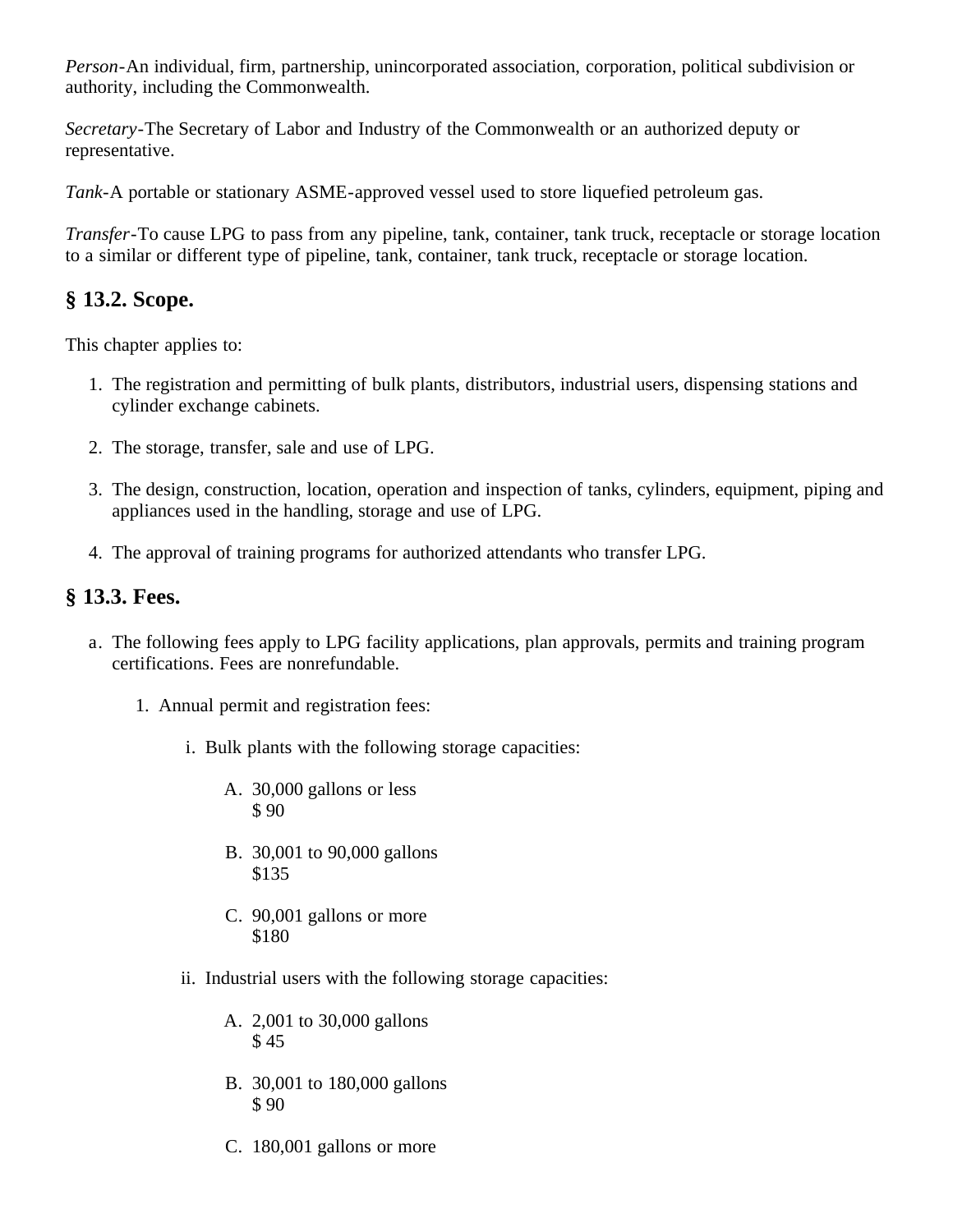*Person*-An individual, firm, partnership, unincorporated association, corporation, political subdivision or authority, including the Commonwealth.

*Secretary*-The Secretary of Labor and Industry of the Commonwealth or an authorized deputy or representative.

*Tank*-A portable or stationary ASME-approved vessel used to store liquefied petroleum gas.

*Transfer*-To cause LPG to pass from any pipeline, tank, container, tank truck, receptacle or storage location to a similar or different type of pipeline, tank, container, tank truck, receptacle or storage location.

## § 13.2. Scope.

This chapter applies to:

1. The registration and permitting of bulk plants, distributors, industrial users, dispensing stations and cylinder exchange cabinets.

2. The storage, transfer, sale and use of LPG.

3. The design, construction, location, operation and inspection of tanks, cylinders, equipment, piping and appliances used in the handling, storage and use of LPG.

4. The approval of training programs for authorized attendants who transfer LPG.

## § 13.3. Fees.

a. The following fees apply to LPG facility applications, plan approvals, permits and training program certifications. Fees are nonrefundable.

    1. Annual permit and registration fees:

        i. Bulk plants with the following storage capacities:

            A. 30,000 gallons or less
            $ 90

            B. 30,001 to 90,000 gallons
            $135

            C. 90,001 gallons or more
            $180

        ii. Industrial users with the following storage capacities:

            A. 2,001 to 30,000 gallons
            $ 45

            B. 30,001 to 180,000 gallons
            $ 90

            C. 180,001 gallons or more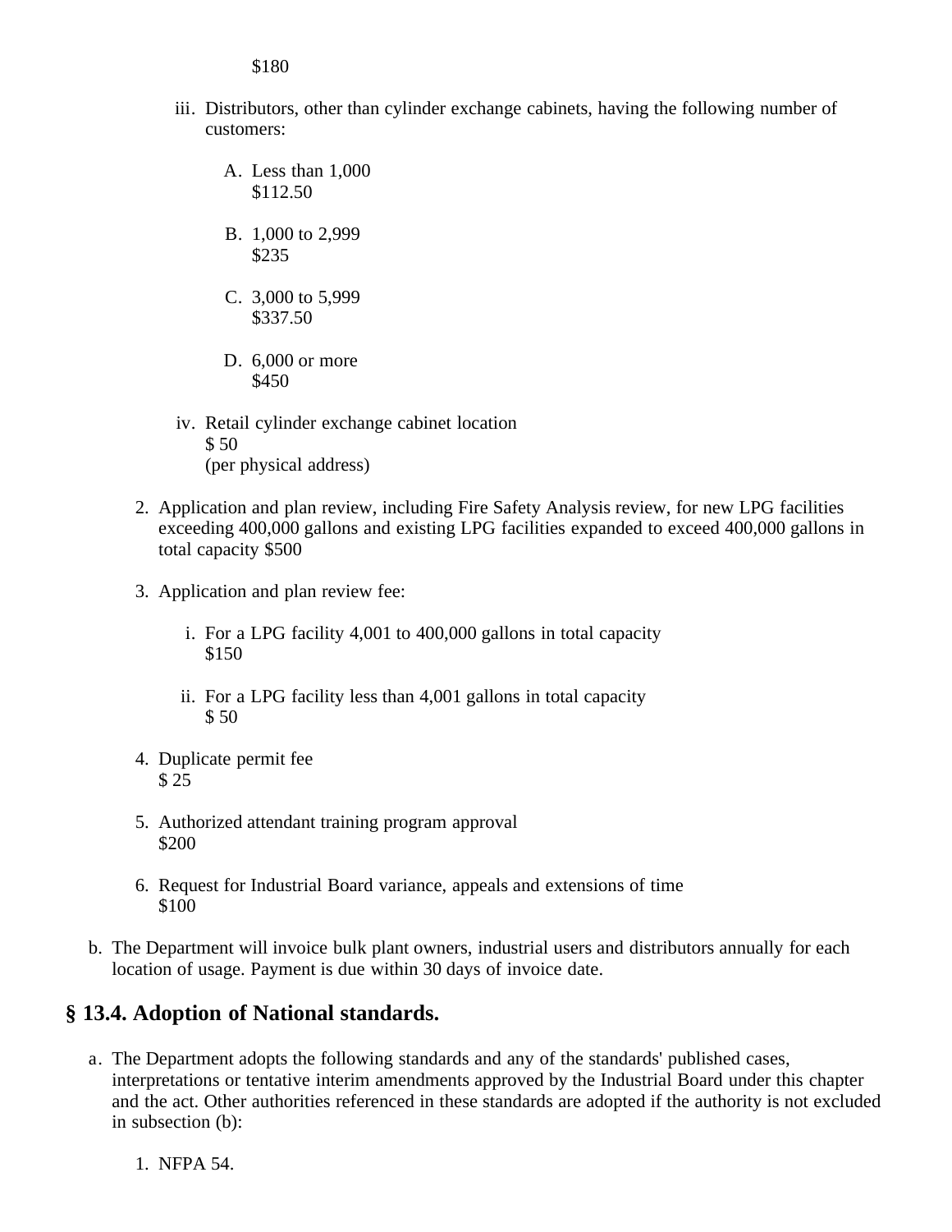$180

iii. Distributors, other than cylinder exchange cabinets, having the following number of customers:

A. Less than 1,000
$112.50

B. 1,000 to 2,999
$235

C. 3,000 to 5,999
$337.50

D. 6,000 or more
$450

iv. Retail cylinder exchange cabinet location
$ 50
(per physical address)

2. Application and plan review, including Fire Safety Analysis review, for new LPG facilities exceeding 400,000 gallons and existing LPG facilities expanded to exceed 400,000 gallons in total capacity $500

3. Application and plan review fee:

   i. For a LPG facility 4,001 to 400,000 gallons in total capacity
   $150

   ii. For a LPG facility less than 4,001 gallons in total capacity
   $ 50

4. Duplicate permit fee
$ 25

5. Authorized attendant training program approval
$200

6. Request for Industrial Board variance, appeals and extensions of time
$100

b. The Department will invoice bulk plant owners, industrial users and distributors annually for each location of usage. Payment is due within 30 days of invoice date.

## § 13.4. Adoption of National standards.

a. The Department adopts the following standards and any of the standards' published cases, interpretations or tentative interim amendments approved by the Industrial Board under this chapter and the act. Other authorities referenced in these standards are adopted if the authority is not excluded in subsection (b):

1. NFPA 54.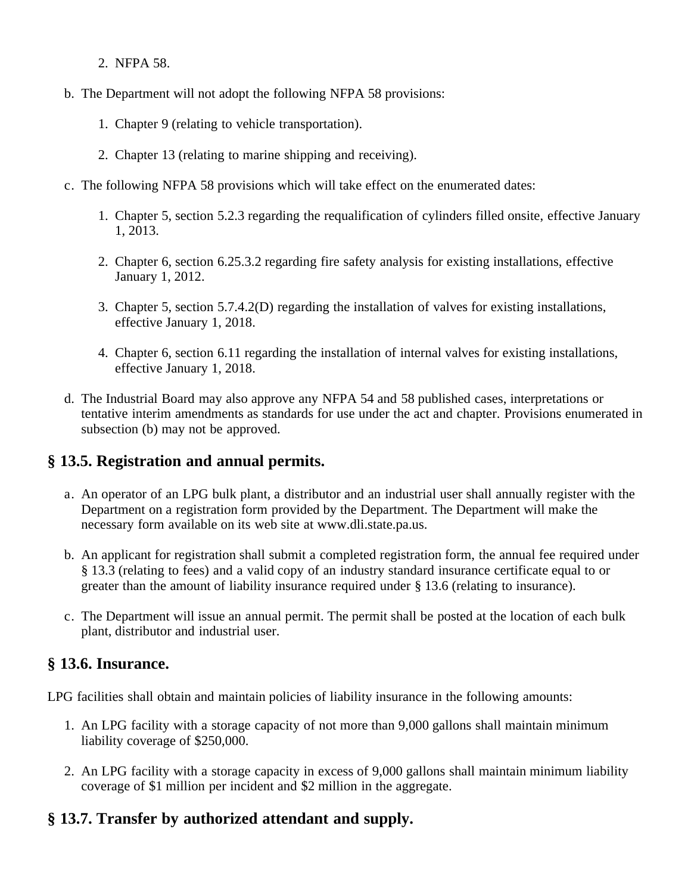2. NFPA 58.

b. The Department will not adopt the following NFPA 58 provisions:

   1. Chapter 9 (relating to vehicle transportation).

   2. Chapter 13 (relating to marine shipping and receiving).

c. The following NFPA 58 provisions which will take effect on the enumerated dates:

   1. Chapter 5, section 5.2.3 regarding the requalification of cylinders filled onsite, effective January 1, 2013.

   2. Chapter 6, section 6.25.3.2 regarding fire safety analysis for existing installations, effective January 1, 2012.

   3. Chapter 5, section 5.7.4.2(D) regarding the installation of valves for existing installations, effective January 1, 2018.

   4. Chapter 6, section 6.11 regarding the installation of internal valves for existing installations, effective January 1, 2018.

d. The Industrial Board may also approve any NFPA 54 and 58 published cases, interpretations or tentative interim amendments as standards for use under the act and chapter. Provisions enumerated in subsection (b) may not be approved.

## § 13.5. Registration and annual permits.

a. An operator of an LPG bulk plant, a distributor and an industrial user shall annually register with the Department on a registration form provided by the Department. The Department will make the necessary form available on its web site at www.dli.state.pa.us.

b. An applicant for registration shall submit a completed registration form, the annual fee required under § 13.3 (relating to fees) and a valid copy of an industry standard insurance certificate equal to or greater than the amount of liability insurance required under § 13.6 (relating to insurance).

c. The Department will issue an annual permit. The permit shall be posted at the location of each bulk plant, distributor and industrial user.

## § 13.6. Insurance.

LPG facilities shall obtain and maintain policies of liability insurance in the following amounts:

1. An LPG facility with a storage capacity of not more than 9,000 gallons shall maintain minimum liability coverage of $250,000.

2. An LPG facility with a storage capacity in excess of 9,000 gallons shall maintain minimum liability coverage of $1 million per incident and $2 million in the aggregate.

## § 13.7. Transfer by authorized attendant and supply.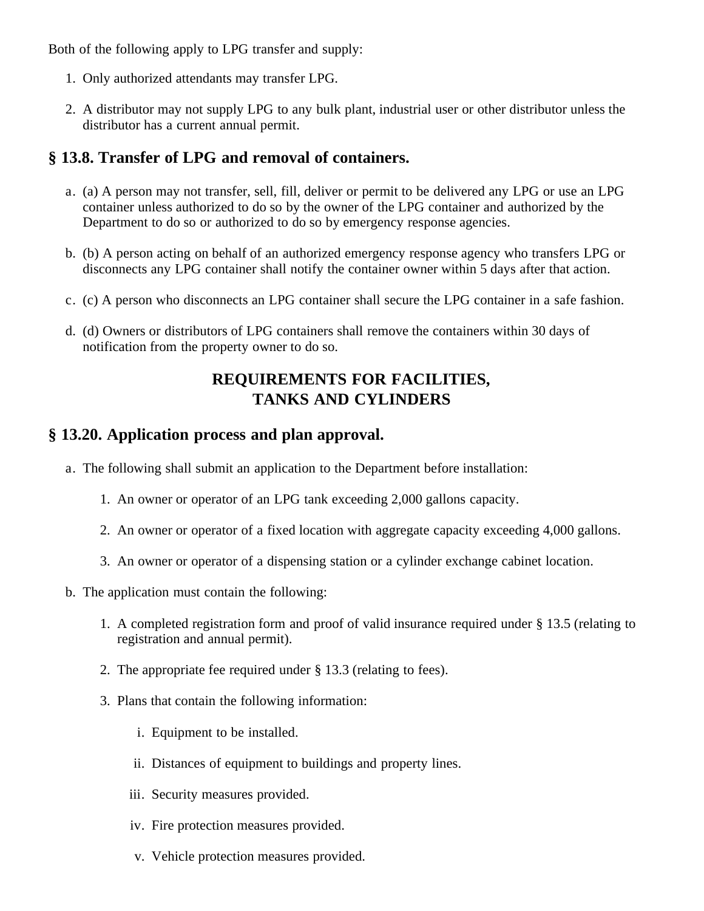Both of the following apply to LPG transfer and supply:

1. Only authorized attendants may transfer LPG.
2. A distributor may not supply LPG to any bulk plant, industrial user or other distributor unless the distributor has a current annual permit.

## § 13.8. Transfer of LPG and removal of containers.

a. (a) A person may not transfer, sell, fill, deliver or permit to be delivered any LPG or use an LPG container unless authorized to do so by the owner of the LPG container and authorized by the Department to do so or authorized to do so by emergency response agencies.

b. (b) A person acting on behalf of an authorized emergency response agency who transfers LPG or disconnects any LPG container shall notify the container owner within 5 days after that action.

c. (c) A person who disconnects an LPG container shall secure the LPG container in a safe fashion.

d. (d) Owners or distributors of LPG containers shall remove the containers within 30 days of notification from the property owner to do so.

# REQUIREMENTS FOR FACILITIES, TANKS AND CYLINDERS

## § 13.20. Application process and plan approval.

a. The following shall submit an application to the Department before installation:

    1. An owner or operator of an LPG tank exceeding 2,000 gallons capacity.
    2. An owner or operator of a fixed location with aggregate capacity exceeding 4,000 gallons.
    3. An owner or operator of a dispensing station or a cylinder exchange cabinet location.

b. The application must contain the following:

    1. A completed registration form and proof of valid insurance required under § 13.5 (relating to registration and annual permit).
    2. The appropriate fee required under § 13.3 (relating to fees).
    3. Plans that contain the following information:

        i. Equipment to be installed.

        ii. Distances of equipment to buildings and property lines.

        iii. Security measures provided.

        iv. Fire protection measures provided.

        v. Vehicle protection measures provided.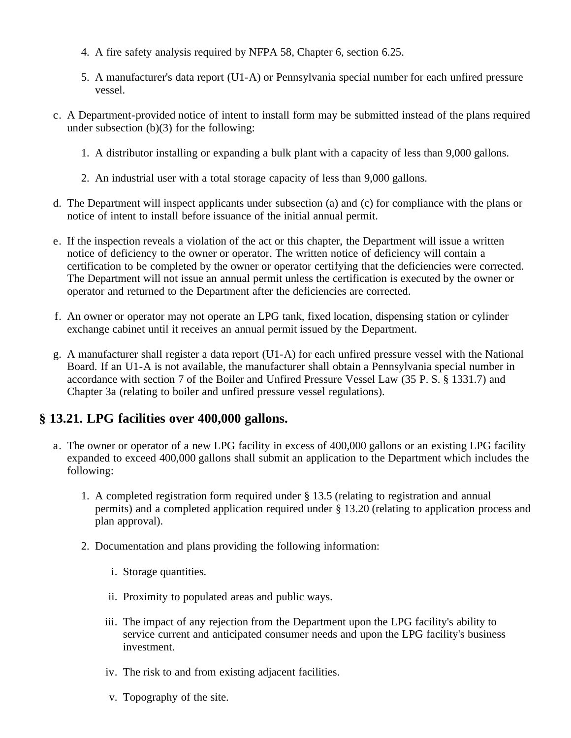4. A fire safety analysis required by NFPA 58, Chapter 6, section 6.25.

5. A manufacturer's data report (U1-A) or Pennsylvania special number for each unfired pressure vessel.

c. A Department-provided notice of intent to install form may be submitted instead of the plans required under subsection (b)(3) for the following:

   1. A distributor installing or expanding a bulk plant with a capacity of less than 9,000 gallons.

   2. An industrial user with a total storage capacity of less than 9,000 gallons.

d. The Department will inspect applicants under subsection (a) and (c) for compliance with the plans or notice of intent to install before issuance of the initial annual permit.

e. If the inspection reveals a violation of the act or this chapter, the Department will issue a written notice of deficiency to the owner or operator. The written notice of deficiency will contain a certification to be completed by the owner or operator certifying that the deficiencies were corrected. The Department will not issue an annual permit unless the certification is executed by the owner or operator and returned to the Department after the deficiencies are corrected.

f. An owner or operator may not operate an LPG tank, fixed location, dispensing station or cylinder exchange cabinet until it receives an annual permit issued by the Department.

g. A manufacturer shall register a data report (U1-A) for each unfired pressure vessel with the National Board. If an U1-A is not available, the manufacturer shall obtain a Pennsylvania special number in accordance with section 7 of the Boiler and Unfired Pressure Vessel Law (35 P. S. § 1331.7) and Chapter 3a (relating to boiler and unfired pressure vessel regulations).

## § 13.21. LPG facilities over 400,000 gallons.

a. The owner or operator of a new LPG facility in excess of 400,000 gallons or an existing LPG facility expanded to exceed 400,000 gallons shall submit an application to the Department which includes the following:

   1. A completed registration form required under § 13.5 (relating to registration and annual permits) and a completed application required under § 13.20 (relating to application process and plan approval).

   2. Documentation and plans providing the following information:

      i. Storage quantities.

      ii. Proximity to populated areas and public ways.

      iii. The impact of any rejection from the Department upon the LPG facility's ability to service current and anticipated consumer needs and upon the LPG facility's business investment.

      iv. The risk to and from existing adjacent facilities.

      v. Topography of the site.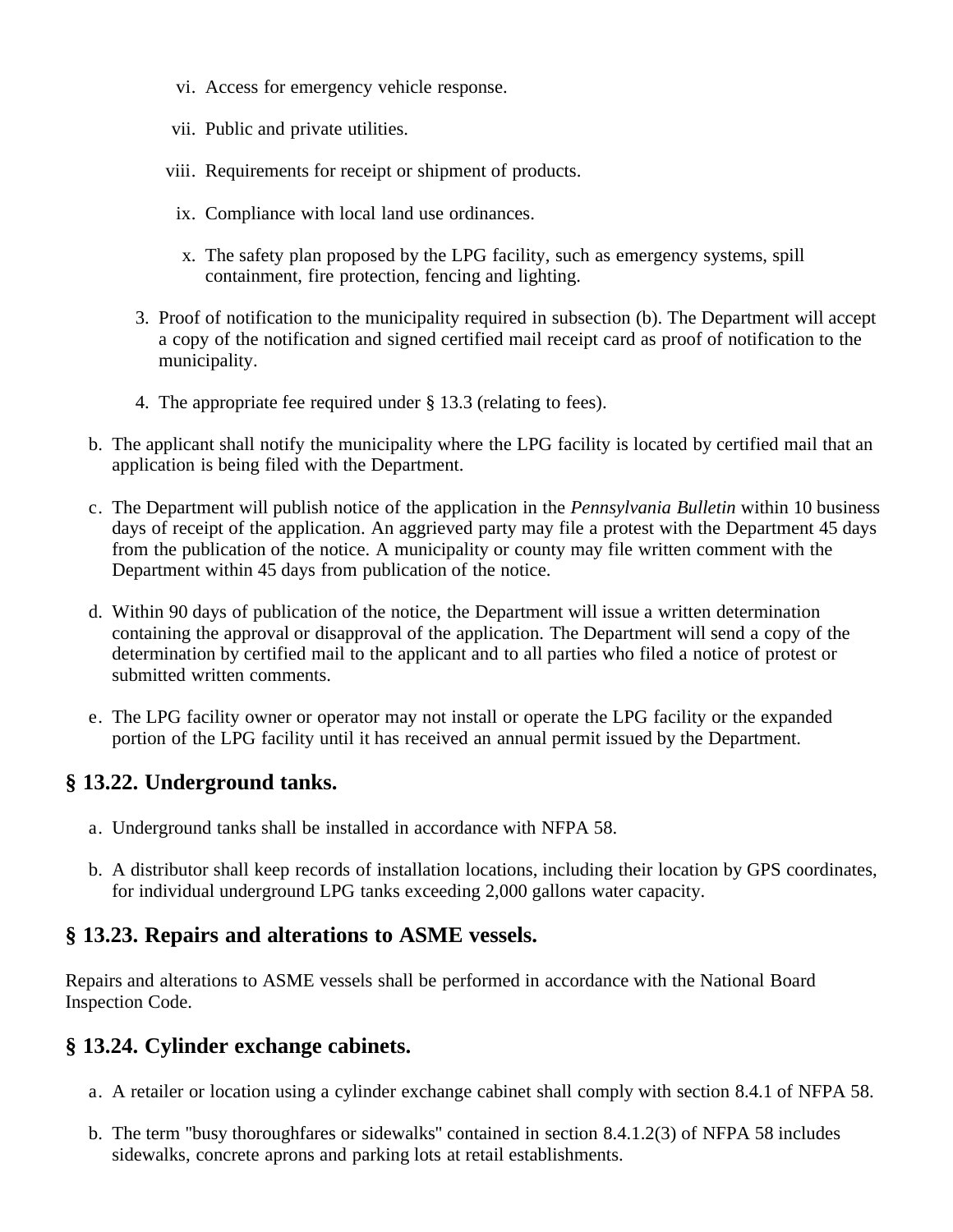vi. Access for emergency vehicle response.

vii. Public and private utilities.

viii. Requirements for receipt or shipment of products.

ix. Compliance with local land use ordinances.

x. The safety plan proposed by the LPG facility, such as emergency systems, spill containment, fire protection, fencing and lighting.

3. Proof of notification to the municipality required in subsection (b). The Department will accept a copy of the notification and signed certified mail receipt card as proof of notification to the municipality.

4. The appropriate fee required under § 13.3 (relating to fees).

b. The applicant shall notify the municipality where the LPG facility is located by certified mail that an application is being filed with the Department.

c. The Department will publish notice of the application in the *Pennsylvania Bulletin* within 10 business days of receipt of the application. An aggrieved party may file a protest with the Department 45 days from the publication of the notice. A municipality or county may file written comment with the Department within 45 days from publication of the notice.

d. Within 90 days of publication of the notice, the Department will issue a written determination containing the approval or disapproval of the application. The Department will send a copy of the determination by certified mail to the applicant and to all parties who filed a notice of protest or submitted written comments.

e. The LPG facility owner or operator may not install or operate the LPG facility or the expanded portion of the LPG facility until it has received an annual permit issued by the Department.

## § 13.22. Underground tanks.

a. Underground tanks shall be installed in accordance with NFPA 58.

b. A distributor shall keep records of installation locations, including their location by GPS coordinates, for individual underground LPG tanks exceeding 2,000 gallons water capacity.

## § 13.23. Repairs and alterations to ASME vessels.

Repairs and alterations to ASME vessels shall be performed in accordance with the National Board Inspection Code.

## § 13.24. Cylinder exchange cabinets.

a. A retailer or location using a cylinder exchange cabinet shall comply with section 8.4.1 of NFPA 58.

b. The term "busy thoroughfares or sidewalks" contained in section 8.4.1.2(3) of NFPA 58 includes sidewalks, concrete aprons and parking lots at retail establishments.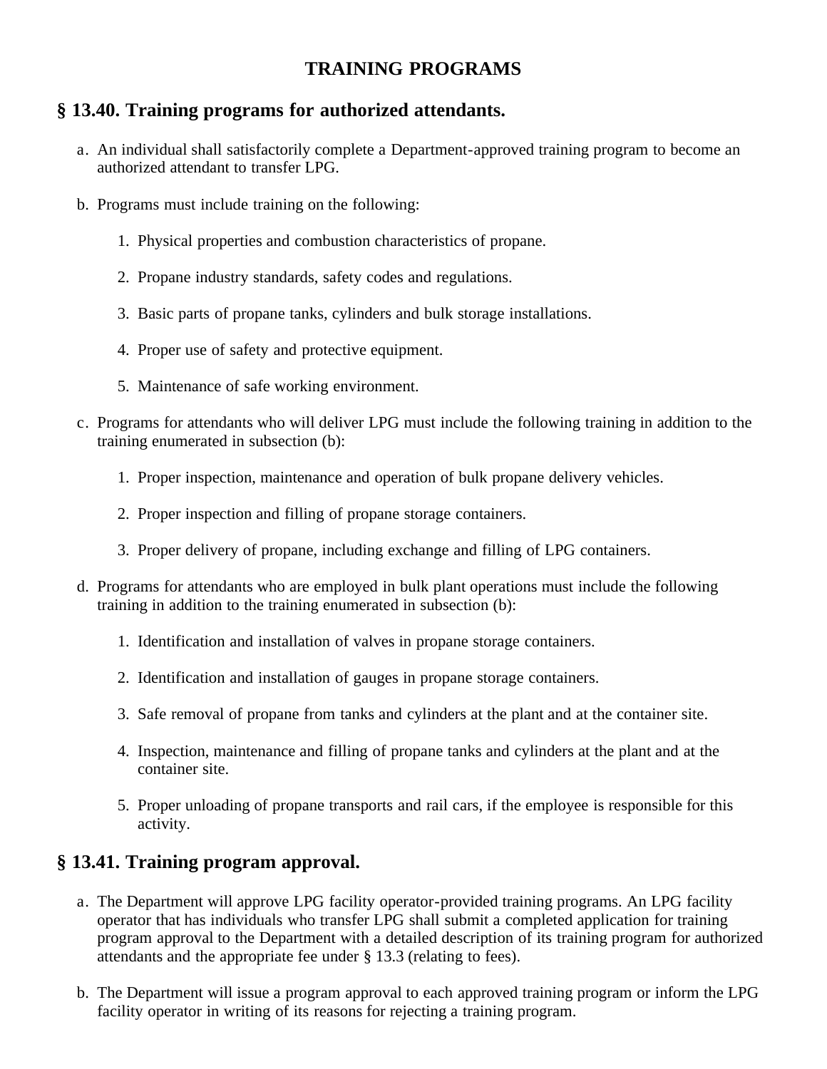# TRAINING PROGRAMS

## § 13.40. Training programs for authorized attendants.

a. An individual shall satisfactorily complete a Department-approved training program to become an authorized attendant to transfer LPG.

b. Programs must include training on the following:

   1. Physical properties and combustion characteristics of propane.

   2. Propane industry standards, safety codes and regulations.

   3. Basic parts of propane tanks, cylinders and bulk storage installations.

   4. Proper use of safety and protective equipment.

   5. Maintenance of safe working environment.

c. Programs for attendants who will deliver LPG must include the following training in addition to the training enumerated in subsection (b):

   1. Proper inspection, maintenance and operation of bulk propane delivery vehicles.

   2. Proper inspection and filling of propane storage containers.

   3. Proper delivery of propane, including exchange and filling of LPG containers.

d. Programs for attendants who are employed in bulk plant operations must include the following training in addition to the training enumerated in subsection (b):

   1. Identification and installation of valves in propane storage containers.

   2. Identification and installation of gauges in propane storage containers.

   3. Safe removal of propane from tanks and cylinders at the plant and at the container site.

   4. Inspection, maintenance and filling of propane tanks and cylinders at the plant and at the container site.

   5. Proper unloading of propane transports and rail cars, if the employee is responsible for this activity.

## § 13.41. Training program approval.

a. The Department will approve LPG facility operator-provided training programs. An LPG facility operator that has individuals who transfer LPG shall submit a completed application for training program approval to the Department with a detailed description of its training program for authorized attendants and the appropriate fee under § 13.3 (relating to fees).

b. The Department will issue a program approval to each approved training program or inform the LPG facility operator in writing of its reasons for rejecting a training program.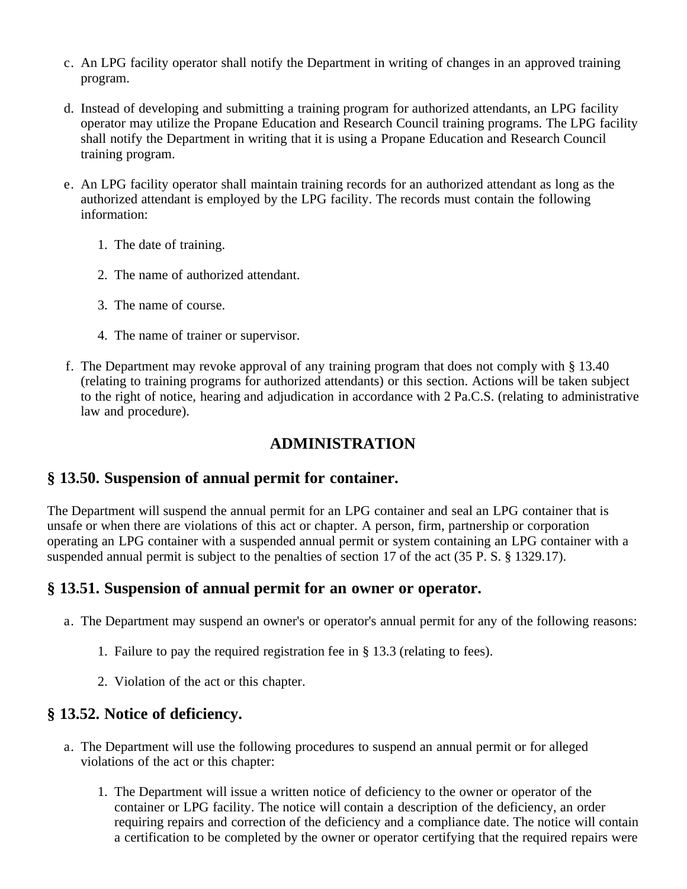c. An LPG facility operator shall notify the Department in writing of changes in an approved training program.

d. Instead of developing and submitting a training program for authorized attendants, an LPG facility operator may utilize the Propane Education and Research Council training programs. The LPG facility shall notify the Department in writing that it is using a Propane Education and Research Council training program.

e. An LPG facility operator shall maintain training records for an authorized attendant as long as the authorized attendant is employed by the LPG facility. The records must contain the following information:

   1. The date of training.

   2. The name of authorized attendant.

   3. The name of course.

   4. The name of trainer or supervisor.

f. The Department may revoke approval of any training program that does not comply with § 13.40 (relating to training programs for authorized attendants) or this section. Actions will be taken subject to the right of notice, hearing and adjudication in accordance with 2 Pa.C.S. (relating to administrative law and procedure).

## ADMINISTRATION

### § 13.50. Suspension of annual permit for container.

The Department will suspend the annual permit for an LPG container and seal an LPG container that is unsafe or when there are violations of this act or chapter. A person, firm, partnership or corporation operating an LPG container with a suspended annual permit or system containing an LPG container with a suspended annual permit is subject to the penalties of section 17 of the act (35 P. S. § 1329.17).

### § 13.51. Suspension of annual permit for an owner or operator.

a. The Department may suspend an owner's or operator's annual permit for any of the following reasons:

   1. Failure to pay the required registration fee in § 13.3 (relating to fees).

   2. Violation of the act or this chapter.

### § 13.52. Notice of deficiency.

a. The Department will use the following procedures to suspend an annual permit or for alleged violations of the act or this chapter:

   1. The Department will issue a written notice of deficiency to the owner or operator of the container or LPG facility. The notice will contain a description of the deficiency, an order requiring repairs and correction of the deficiency and a compliance date. The notice will contain a certification to be completed by the owner or operator certifying that the required repairs were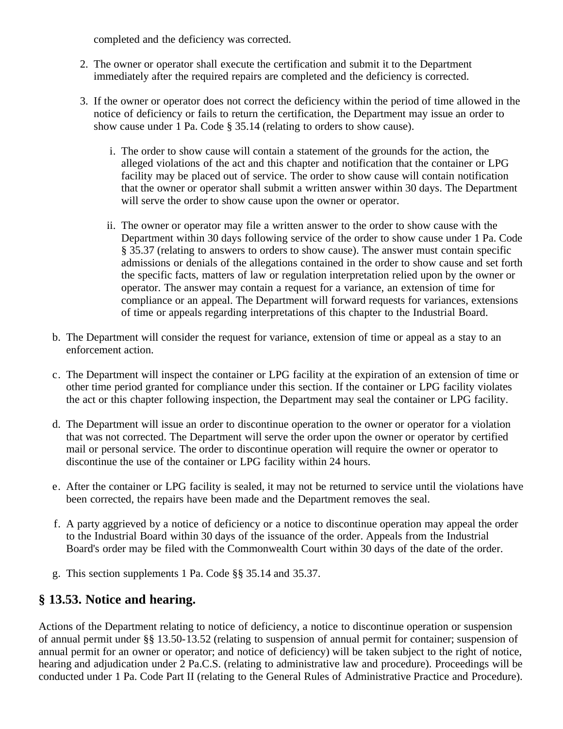completed and the deficiency was corrected.

2. The owner or operator shall execute the certification and submit it to the Department immediately after the required repairs are completed and the deficiency is corrected.

3. If the owner or operator does not correct the deficiency within the period of time allowed in the notice of deficiency or fails to return the certification, the Department may issue an order to show cause under 1 Pa. Code § 35.14 (relating to orders to show cause).

    i. The order to show cause will contain a statement of the grounds for the action, the alleged violations of the act and this chapter and notification that the container or LPG facility may be placed out of service. The order to show cause will contain notification that the owner or operator shall submit a written answer within 30 days. The Department will serve the order to show cause upon the owner or operator.

    ii. The owner or operator may file a written answer to the order to show cause with the Department within 30 days following service of the order to show cause under 1 Pa. Code § 35.37 (relating to answers to orders to show cause). The answer must contain specific admissions or denials of the allegations contained in the order to show cause and set forth the specific facts, matters of law or regulation interpretation relied upon by the owner or operator. The answer may contain a request for a variance, an extension of time for compliance or an appeal. The Department will forward requests for variances, extensions of time or appeals regarding interpretations of this chapter to the Industrial Board.

b. The Department will consider the request for variance, extension of time or appeal as a stay to an enforcement action.

c. The Department will inspect the container or LPG facility at the expiration of an extension of time or other time period granted for compliance under this section. If the container or LPG facility violates the act or this chapter following inspection, the Department may seal the container or LPG facility.

d. The Department will issue an order to discontinue operation to the owner or operator for a violation that was not corrected. The Department will serve the order upon the owner or operator by certified mail or personal service. The order to discontinue operation will require the owner or operator to discontinue the use of the container or LPG facility within 24 hours.

e. After the container or LPG facility is sealed, it may not be returned to service until the violations have been corrected, the repairs have been made and the Department removes the seal.

f. A party aggrieved by a notice of deficiency or a notice to discontinue operation may appeal the order to the Industrial Board within 30 days of the issuance of the order. Appeals from the Industrial Board's order may be filed with the Commonwealth Court within 30 days of the date of the order.

g. This section supplements 1 Pa. Code §§ 35.14 and 35.37.

## § 13.53. Notice and hearing.

Actions of the Department relating to notice of deficiency, a notice to discontinue operation or suspension of annual permit under §§ 13.50-13.52 (relating to suspension of annual permit for container; suspension of annual permit for an owner or operator; and notice of deficiency) will be taken subject to the right of notice, hearing and adjudication under 2 Pa.C.S. (relating to administrative law and procedure). Proceedings will be conducted under 1 Pa. Code Part II (relating to the General Rules of Administrative Practice and Procedure).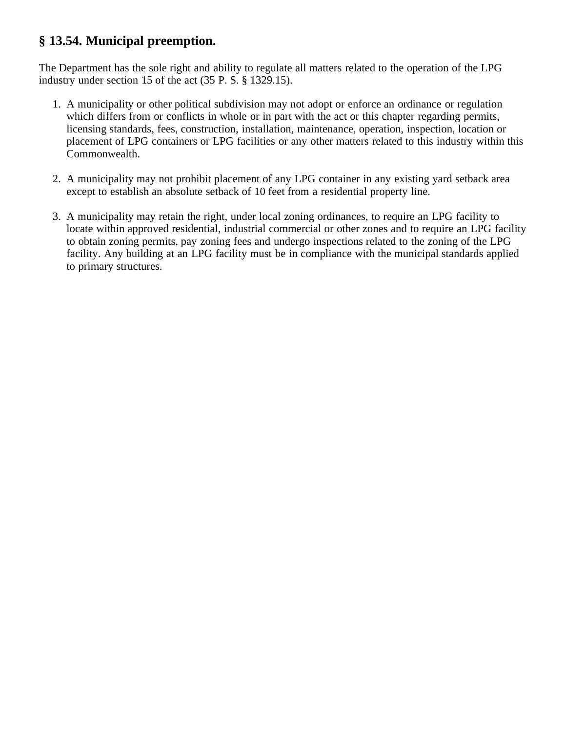## § 13.54. Municipal preemption.

The Department has the sole right and ability to regulate all matters related to the operation of the LPG industry under section 15 of the act (35 P. S. § 1329.15).

1. A municipality or other political subdivision may not adopt or enforce an ordinance or regulation which differs from or conflicts in whole or in part with the act or this chapter regarding permits, licensing standards, fees, construction, installation, maintenance, operation, inspection, location or placement of LPG containers or LPG facilities or any other matters related to this industry within this Commonwealth.

2. A municipality may not prohibit placement of any LPG container in any existing yard setback area except to establish an absolute setback of 10 feet from a residential property line.

3. A municipality may retain the right, under local zoning ordinances, to require an LPG facility to locate within approved residential, industrial commercial or other zones and to require an LPG facility to obtain zoning permits, pay zoning fees and undergo inspections related to the zoning of the LPG facility. Any building at an LPG facility must be in compliance with the municipal standards applied to primary structures.